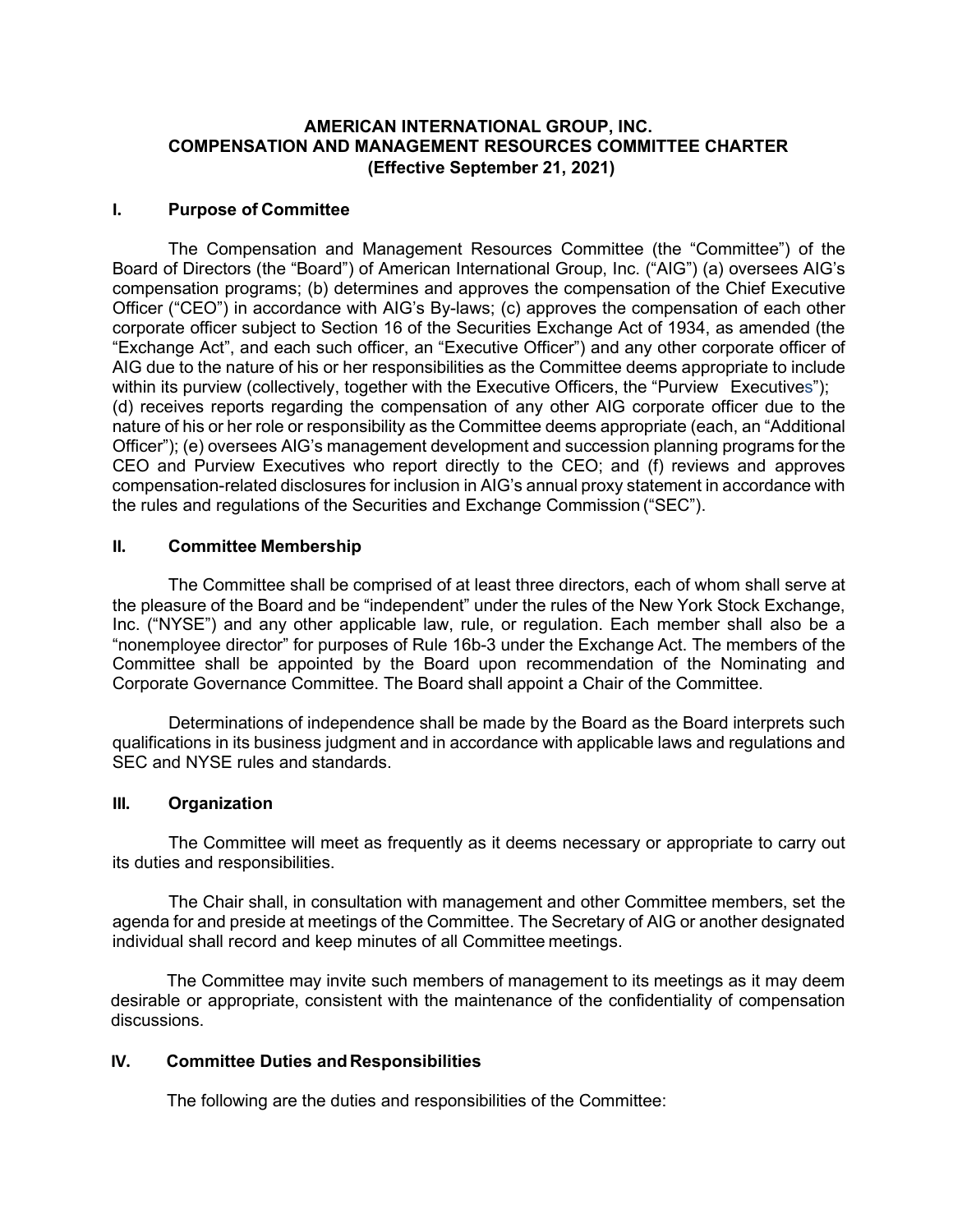# AMERICAN INTERNATIONAL GROUP, INC.
# COMPENSATION AND MANAGEMENT RESOURCES COMMITTEE CHARTER
# (Effective September 21, 2021)

## I. Purpose of Committee

The Compensation and Management Resources Committee (the "Committee") of the Board of Directors (the "Board") of American International Group, Inc. ("AIG") (a) oversees AIG's compensation programs; (b) determines and approves the compensation of the Chief Executive Officer ("CEO") in accordance with AIG's By-laws; (c) approves the compensation of each other corporate officer subject to Section 16 of the Securities Exchange Act of 1934, as amended (the "Exchange Act", and each such officer, an "Executive Officer") and any other corporate officer of AIG due to the nature of his or her responsibilities as the Committee deems appropriate to include within its purview (collectively, together with the Executive Officers, the "Purview Executives"); (d) receives reports regarding the compensation of any other AIG corporate officer due to the nature of his or her role or responsibility as the Committee deems appropriate (each, an "Additional Officer"); (e) oversees AIG's management development and succession planning programs for the CEO and Purview Executives who report directly to the CEO; and (f) reviews and approves compensation-related disclosures for inclusion in AIG's annual proxy statement in accordance with the rules and regulations of the Securities and Exchange Commission ("SEC").

## II. Committee Membership

The Committee shall be comprised of at least three directors, each of whom shall serve at the pleasure of the Board and be "independent" under the rules of the New York Stock Exchange, Inc. ("NYSE") and any other applicable law, rule, or regulation. Each member shall also be a "nonemployee director" for purposes of Rule 16b-3 under the Exchange Act. The members of the Committee shall be appointed by the Board upon recommendation of the Nominating and Corporate Governance Committee. The Board shall appoint a Chair of the Committee.

Determinations of independence shall be made by the Board as the Board interprets such qualifications in its business judgment and in accordance with applicable laws and regulations and SEC and NYSE rules and standards.

## III. Organization

The Committee will meet as frequently as it deems necessary or appropriate to carry out its duties and responsibilities.

The Chair shall, in consultation with management and other Committee members, set the agenda for and preside at meetings of the Committee. The Secretary of AIG or another designated individual shall record and keep minutes of all Committee meetings.

The Committee may invite such members of management to its meetings as it may deem desirable or appropriate, consistent with the maintenance of the confidentiality of compensation discussions.

## IV. Committee Duties and Responsibilities

The following are the duties and responsibilities of the Committee: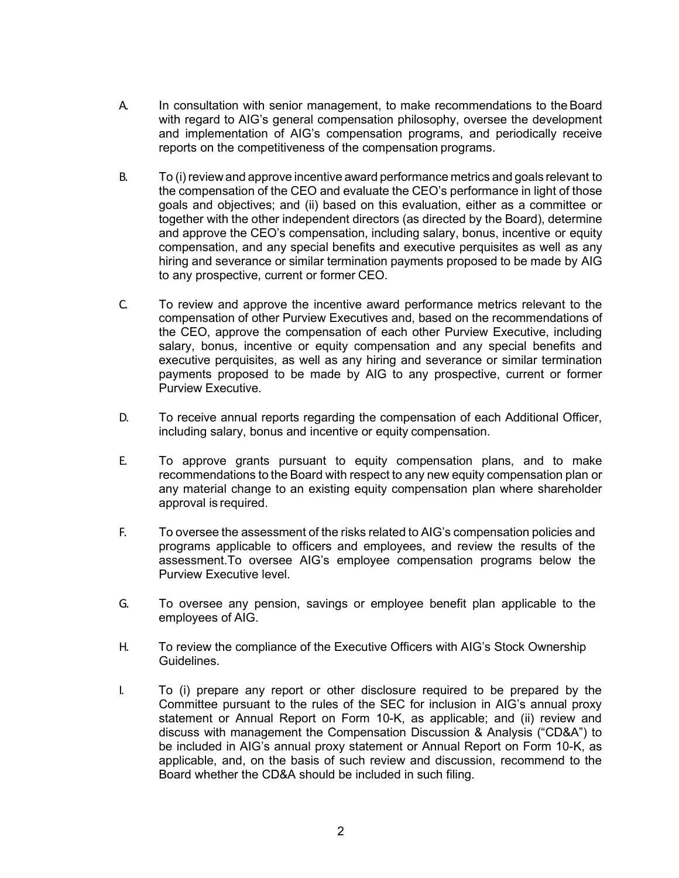A. In consultation with senior management, to make recommendations to the Board with regard to AIG's general compensation philosophy, oversee the development and implementation of AIG's compensation programs, and periodically receive reports on the competitiveness of the compensation programs.

B. To (i) review and approve incentive award performance metrics and goals relevant to the compensation of the CEO and evaluate the CEO's performance in light of those goals and objectives; and (ii) based on this evaluation, either as a committee or together with the other independent directors (as directed by the Board), determine and approve the CEO's compensation, including salary, bonus, incentive or equity compensation, and any special benefits and executive perquisites as well as any hiring and severance or similar termination payments proposed to be made by AIG to any prospective, current or former CEO.

C. To review and approve the incentive award performance metrics relevant to the compensation of other Purview Executives and, based on the recommendations of the CEO, approve the compensation of each other Purview Executive, including salary, bonus, incentive or equity compensation and any special benefits and executive perquisites, as well as any hiring and severance or similar termination payments proposed to be made by AIG to any prospective, current or former Purview Executive.

D. To receive annual reports regarding the compensation of each Additional Officer, including salary, bonus and incentive or equity compensation.

E. To approve grants pursuant to equity compensation plans, and to make recommendations to the Board with respect to any new equity compensation plan or any material change to an existing equity compensation plan where shareholder approval is required.

F. To oversee the assessment of the risks related to AIG's compensation policies and programs applicable to officers and employees, and review the results of the assessment.To oversee AIG's employee compensation programs below the Purview Executive level.

G. To oversee any pension, savings or employee benefit plan applicable to the employees of AIG.

H. To review the compliance of the Executive Officers with AIG's Stock Ownership Guidelines.

I. To (i) prepare any report or other disclosure required to be prepared by the Committee pursuant to the rules of the SEC for inclusion in AIG's annual proxy statement or Annual Report on Form 10-K, as applicable; and (ii) review and discuss with management the Compensation Discussion & Analysis ("CD&A") to be included in AIG's annual proxy statement or Annual Report on Form 10-K, as applicable, and, on the basis of such review and discussion, recommend to the Board whether the CD&A should be included in such filing.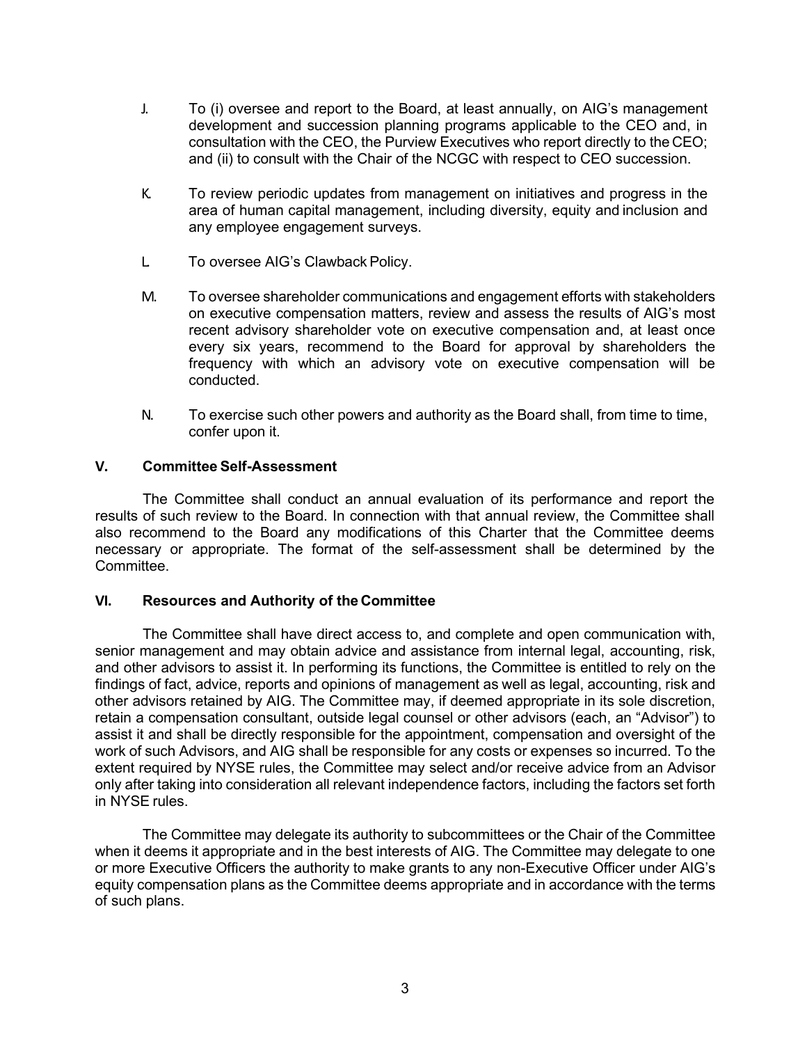J. To (i) oversee and report to the Board, at least annually, on AIG's management development and succession planning programs applicable to the CEO and, in consultation with the CEO, the Purview Executives who report directly to the CEO; and (ii) to consult with the Chair of the NCGC with respect to CEO succession.

K. To review periodic updates from management on initiatives and progress in the area of human capital management, including diversity, equity and inclusion and any employee engagement surveys.

L. To oversee AIG's Clawback Policy.

M. To oversee shareholder communications and engagement efforts with stakeholders on executive compensation matters, review and assess the results of AIG's most recent advisory shareholder vote on executive compensation and, at least once every six years, recommend to the Board for approval by shareholders the frequency with which an advisory vote on executive compensation will be conducted.

N. To exercise such other powers and authority as the Board shall, from time to time, confer upon it.

## V. Committee Self-Assessment

The Committee shall conduct an annual evaluation of its performance and report the results of such review to the Board. In connection with that annual review, the Committee shall also recommend to the Board any modifications of this Charter that the Committee deems necessary or appropriate. The format of the self-assessment shall be determined by the Committee.

## VI. Resources and Authority of the Committee

The Committee shall have direct access to, and complete and open communication with, senior management and may obtain advice and assistance from internal legal, accounting, risk, and other advisors to assist it. In performing its functions, the Committee is entitled to rely on the findings of fact, advice, reports and opinions of management as well as legal, accounting, risk and other advisors retained by AIG. The Committee may, if deemed appropriate in its sole discretion, retain a compensation consultant, outside legal counsel or other advisors (each, an "Advisor") to assist it and shall be directly responsible for the appointment, compensation and oversight of the work of such Advisors, and AIG shall be responsible for any costs or expenses so incurred. To the extent required by NYSE rules, the Committee may select and/or receive advice from an Advisor only after taking into consideration all relevant independence factors, including the factors set forth in NYSE rules.

The Committee may delegate its authority to subcommittees or the Chair of the Committee when it deems it appropriate and in the best interests of AIG. The Committee may delegate to one or more Executive Officers the authority to make grants to any non-Executive Officer under AIG's equity compensation plans as the Committee deems appropriate and in accordance with the terms of such plans.